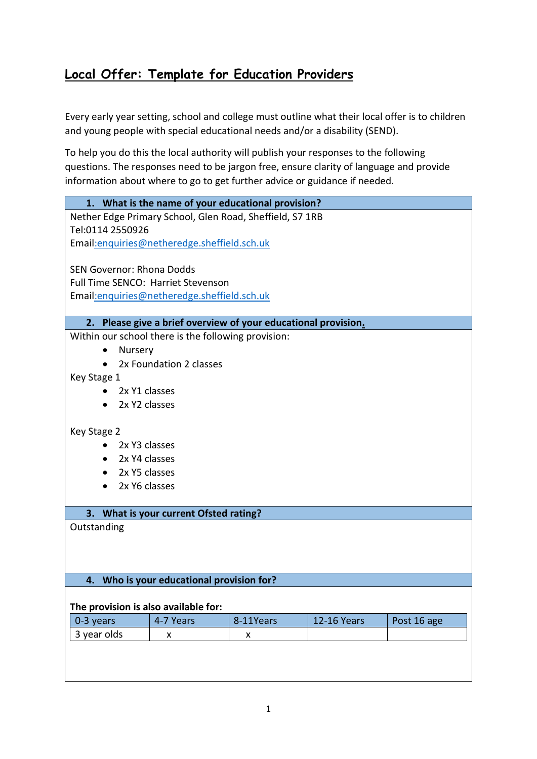# Local Offer: Template for Education Providers

Every early year setting, school and college must outline what their local offer is to children and young people with special educational needs and/or a disability (SEND).

To help you do this the local authority will publish your responses to the following questions. The responses need to be jargon free, ensure clarity of language and provide information about where to go to get further advice or guidance if needed.

## 1. What is the name of your educational provision?

Nether Edge Primary School, Glen Road, Sheffield, S7 1RB
Tel:0114 2550926
Email:enquiries@netheredge.sheffield.sch.uk

SEN Governor: Rhona Dodds
Full Time SENCO: Harriet Stevenson
Email:enquiries@netheredge.sheffield.sch.uk

## 2. Please give a brief overview of your educational provision.

Within our school there is the following provision:

- Nursery
- 2x Foundation 2 classes

Key Stage 1

- 2x Y1 classes
- 2x Y2 classes

Key Stage 2

- 2x Y3 classes
- 2x Y4 classes
- 2x Y5 classes
- 2x Y6 classes

## 3. What is your current Ofsted rating?

Outstanding

## 4. Who is your educational provision for?

**The provision is also available for:**

| 0-3 years | 4-7 Years | 8-11Years | 12-16 Years | Post 16 age |
|---|---|---|---|---|
| 3 year olds | x | x | | |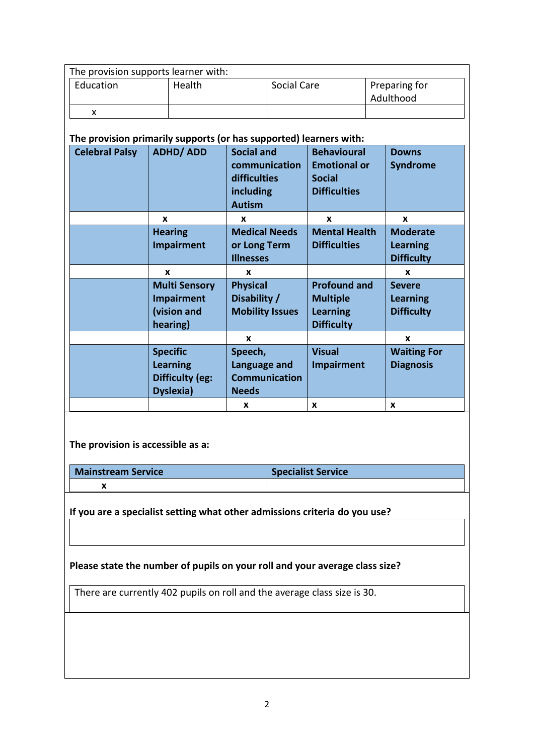The provision supports learner with:

| Education | Health | Social Care | Preparing for Adulthood |
|---|---|---|---|
| x | | | |

**The provision primarily supports (or has supported) learners with:**

| **Celebral Palsy** | **ADHD/ ADD** | **Social communication difficulties including Autism** | **Behavioural Emotional or Social Difficulties** | **Downs Syndrome** |
|---|---|---|---|---|
| | **x** | **x** | **x** | **x** |
| | **Hearing Impairment** | **Medical Needs or Long Term Illnesses** | **Mental Health Difficulties** | **Moderate Learning Difficulty** |
| | **x** | **x** | | **x** |
| | **Multi Sensory Impairment (vision and hearing)** | **Physical Disability / Mobility Issues** | **Profound and Multiple Learning Difficulty** | **Severe Learning Difficulty** |
| | | **x** | | **x** |
| | **Specific Learning Difficulty (eg: Dyslexia)** | **Speech, Language and Communication Needs** | **Visual Impairment** | **Waiting For Diagnosis** |
| | | **x** | **x** | **x** |

**The provision is accessible as a:**

| **Mainstream Service** | **Specialist Service** |
|---|---|
| **x** | |

**If you are a specialist setting what other admissions criteria do you use?**

**Please state the number of pupils on your roll and your average class size?**

There are currently 402 pupils on roll and the average class size is 30.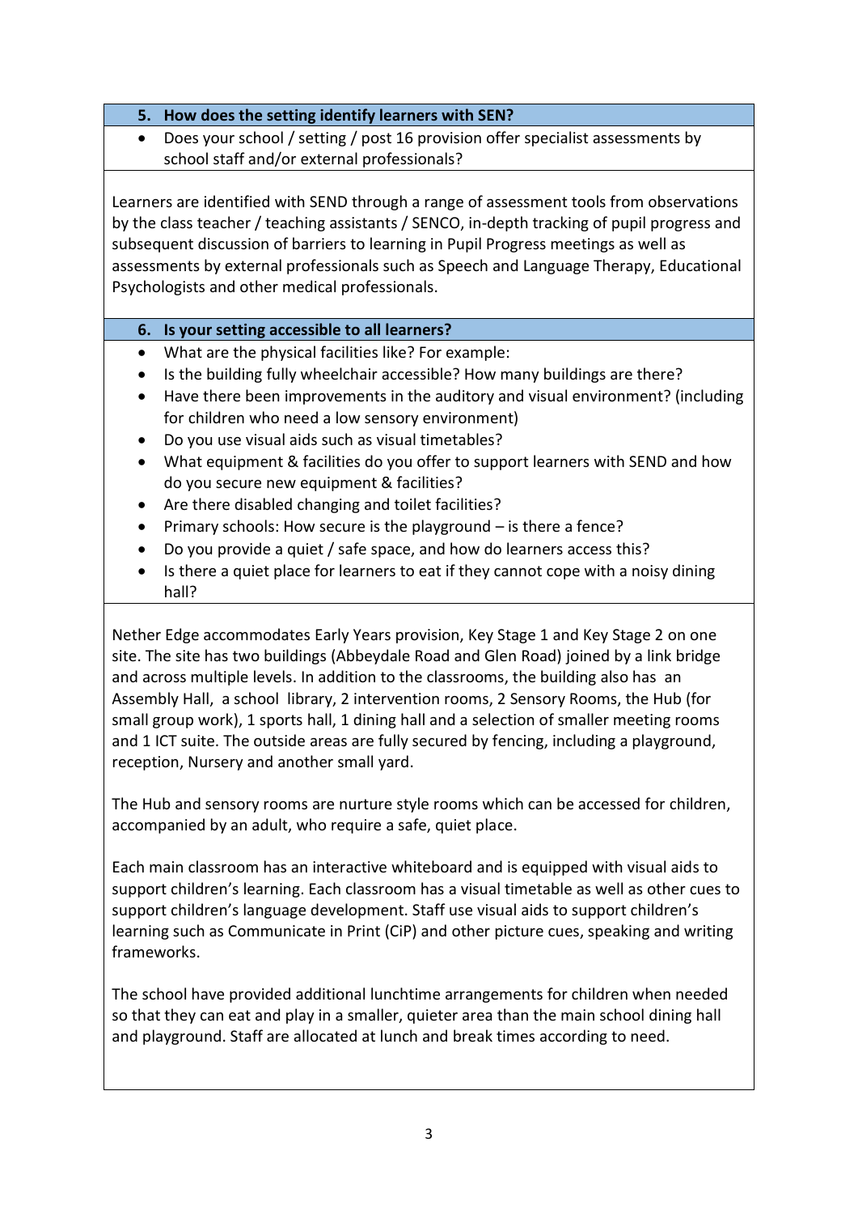### 5. How does the setting identify learners with SEN?

- Does your school / setting / post 16 provision offer specialist assessments by school staff and/or external professionals?

Learners are identified with SEND through a range of assessment tools from observations by the class teacher / teaching assistants / SENCO, in-depth tracking of pupil progress and subsequent discussion of barriers to learning in Pupil Progress meetings as well as assessments by external professionals such as Speech and Language Therapy, Educational Psychologists and other medical professionals.

### 6. Is your setting accessible to all learners?

- What are the physical facilities like? For example:
- Is the building fully wheelchair accessible? How many buildings are there?
- Have there been improvements in the auditory and visual environment? (including for children who need a low sensory environment)
- Do you use visual aids such as visual timetables?
- What equipment & facilities do you offer to support learners with SEND and how do you secure new equipment & facilities?
- Are there disabled changing and toilet facilities?
- Primary schools: How secure is the playground – is there a fence?
- Do you provide a quiet / safe space, and how do learners access this?
- Is there a quiet place for learners to eat if they cannot cope with a noisy dining hall?

Nether Edge accommodates Early Years provision, Key Stage 1 and Key Stage 2 on one site. The site has two buildings (Abbeydale Road and Glen Road) joined by a link bridge and across multiple levels. In addition to the classrooms, the building also has an Assembly Hall, a school library, 2 intervention rooms, 2 Sensory Rooms, the Hub (for small group work), 1 sports hall, 1 dining hall and a selection of smaller meeting rooms and 1 ICT suite. The outside areas are fully secured by fencing, including a playground, reception, Nursery and another small yard.

The Hub and sensory rooms are nurture style rooms which can be accessed for children, accompanied by an adult, who require a safe, quiet place.

Each main classroom has an interactive whiteboard and is equipped with visual aids to support children's learning. Each classroom has a visual timetable as well as other cues to support children's language development. Staff use visual aids to support children's learning such as Communicate in Print (CiP) and other picture cues, speaking and writing frameworks.

The school have provided additional lunchtime arrangements for children when needed so that they can eat and play in a smaller, quieter area than the main school dining hall and playground. Staff are allocated at lunch and break times according to need.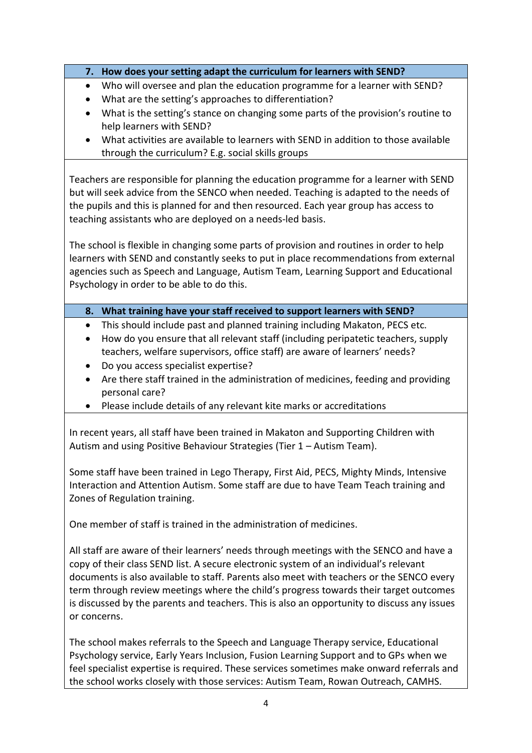### 7. How does your setting adapt the curriculum for learners with SEND?

- Who will oversee and plan the education programme for a learner with SEND?
- What are the setting's approaches to differentiation?
- What is the setting's stance on changing some parts of the provision's routine to help learners with SEND?
- What activities are available to learners with SEND in addition to those available through the curriculum? E.g. social skills groups

Teachers are responsible for planning the education programme for a learner with SEND but will seek advice from the SENCO when needed. Teaching is adapted to the needs of the pupils and this is planned for and then resourced. Each year group has access to teaching assistants who are deployed on a needs-led basis.

The school is flexible in changing some parts of provision and routines in order to help learners with SEND and constantly seeks to put in place recommendations from external agencies such as Speech and Language, Autism Team, Learning Support and Educational Psychology in order to be able to do this.

### 8. What training have your staff received to support learners with SEND?

- This should include past and planned training including Makaton, PECS etc.
- How do you ensure that all relevant staff (including peripatetic teachers, supply teachers, welfare supervisors, office staff) are aware of learners' needs?
- Do you access specialist expertise?
- Are there staff trained in the administration of medicines, feeding and providing personal care?
- Please include details of any relevant kite marks or accreditations

In recent years, all staff have been trained in Makaton and Supporting Children with Autism and using Positive Behaviour Strategies (Tier 1 – Autism Team).

Some staff have been trained in Lego Therapy, First Aid, PECS, Mighty Minds, Intensive Interaction and Attention Autism. Some staff are due to have Team Teach training and Zones of Regulation training.

One member of staff is trained in the administration of medicines.

All staff are aware of their learners' needs through meetings with the SENCO and have a copy of their class SEND list. A secure electronic system of an individual's relevant documents is also available to staff. Parents also meet with teachers or the SENCO every term through review meetings where the child's progress towards their target outcomes is discussed by the parents and teachers. This is also an opportunity to discuss any issues or concerns.

The school makes referrals to the Speech and Language Therapy service, Educational Psychology service, Early Years Inclusion, Fusion Learning Support and to GPs when we feel specialist expertise is required. These services sometimes make onward referrals and the school works closely with those services: Autism Team, Rowan Outreach, CAMHS.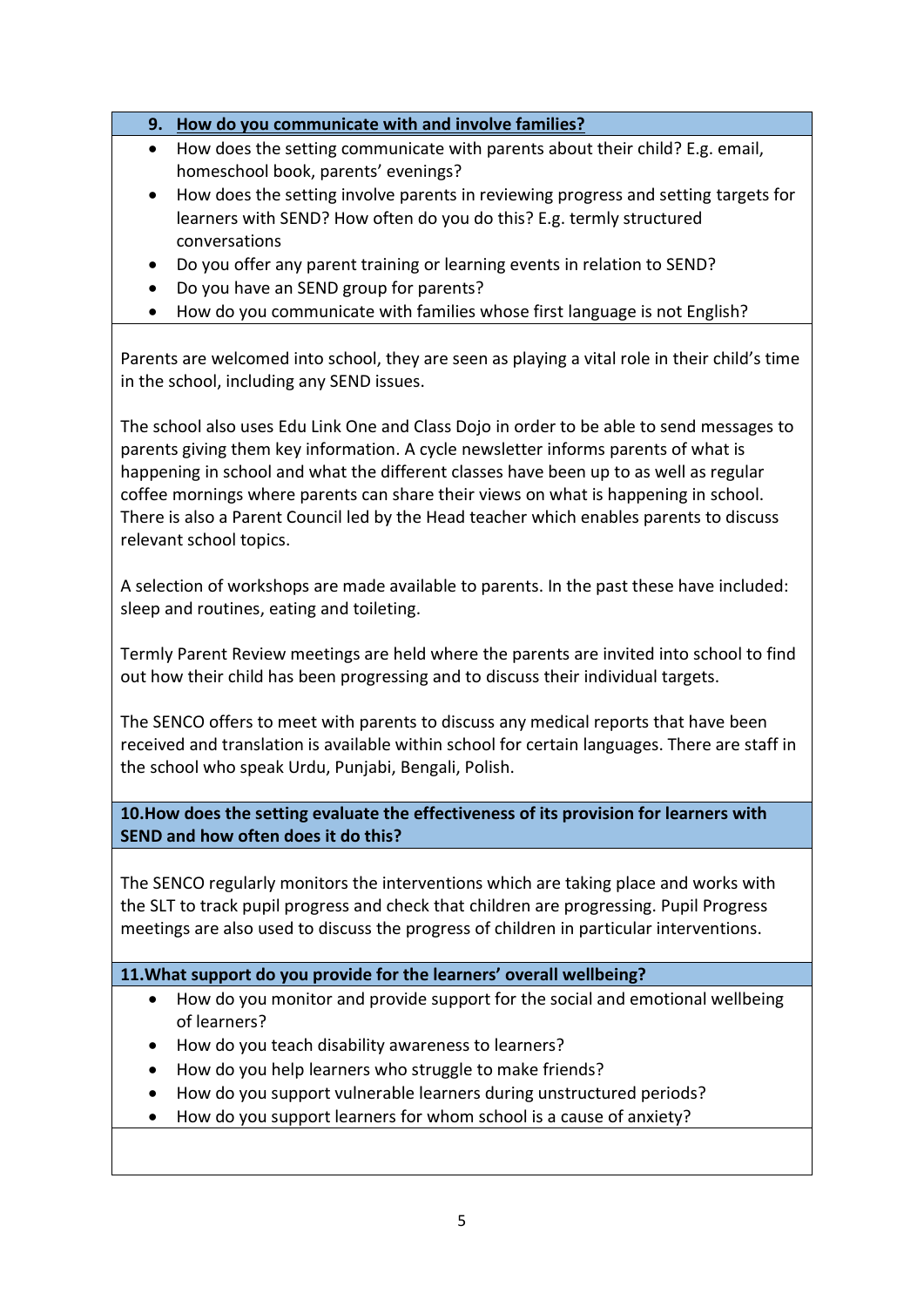### 9. How do you communicate with and involve families?

- How does the setting communicate with parents about their child? E.g. email, homeschool book, parents' evenings?
- How does the setting involve parents in reviewing progress and setting targets for learners with SEND? How often do you do this? E.g. termly structured conversations
- Do you offer any parent training or learning events in relation to SEND?
- Do you have an SEND group for parents?
- How do you communicate with families whose first language is not English?

Parents are welcomed into school, they are seen as playing a vital role in their child's time in the school, including any SEND issues.

The school also uses Edu Link One and Class Dojo in order to be able to send messages to parents giving them key information. A cycle newsletter informs parents of what is happening in school and what the different classes have been up to as well as regular coffee mornings where parents can share their views on what is happening in school. There is also a Parent Council led by the Head teacher which enables parents to discuss relevant school topics.

A selection of workshops are made available to parents. In the past these have included: sleep and routines, eating and toileting.

Termly Parent Review meetings are held where the parents are invited into school to find out how their child has been progressing and to discuss their individual targets.

The SENCO offers to meet with parents to discuss any medical reports that have been received and translation is available within school for certain languages. There are staff in the school who speak Urdu, Punjabi, Bengali, Polish.

### 10. How does the setting evaluate the effectiveness of its provision for learners with SEND and how often does it do this?

The SENCO regularly monitors the interventions which are taking place and works with the SLT to track pupil progress and check that children are progressing. Pupil Progress meetings are also used to discuss the progress of children in particular interventions.

### 11. What support do you provide for the learners' overall wellbeing?

- How do you monitor and provide support for the social and emotional wellbeing of learners?
- How do you teach disability awareness to learners?
- How do you help learners who struggle to make friends?
- How do you support vulnerable learners during unstructured periods?
- How do you support learners for whom school is a cause of anxiety?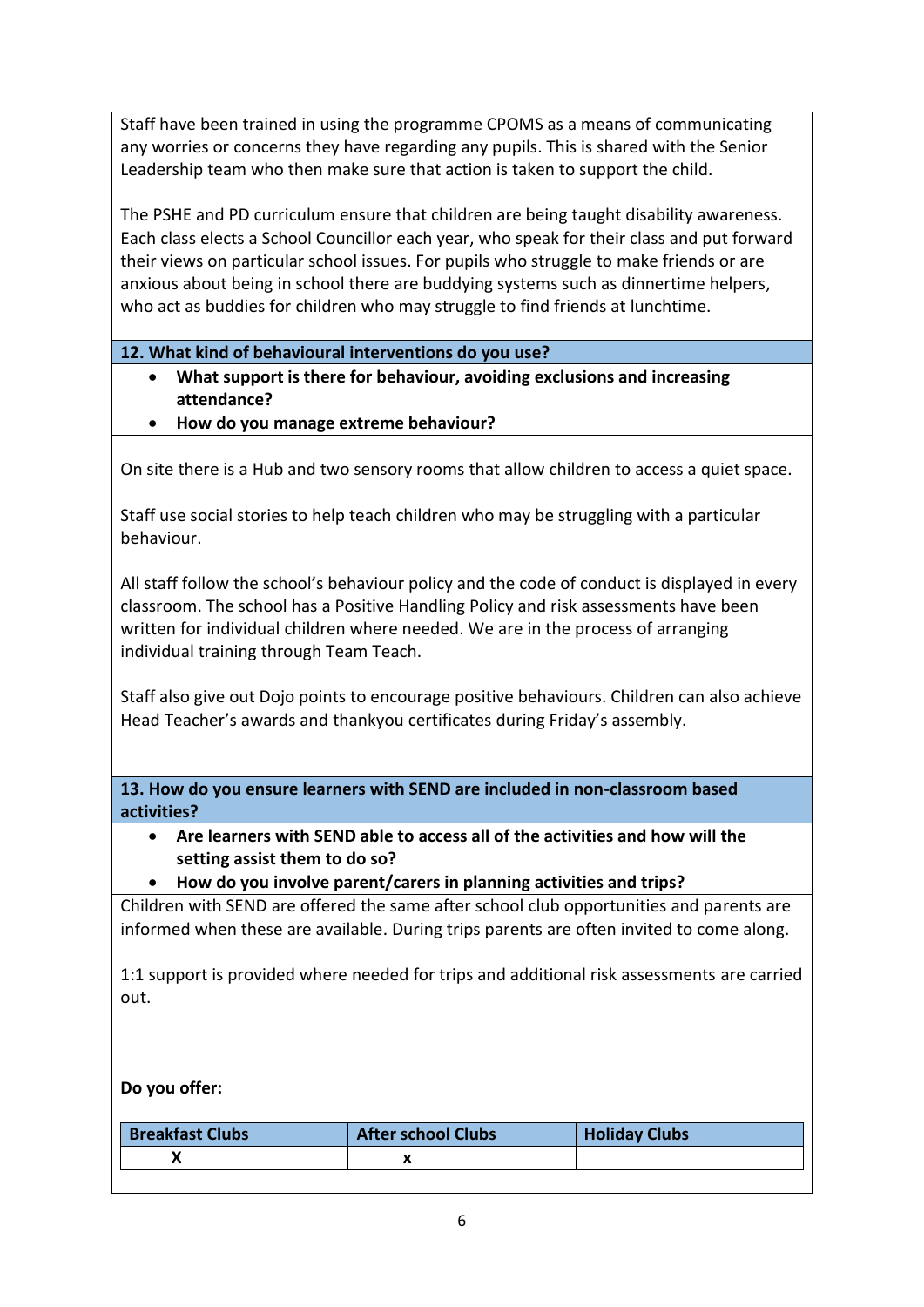Staff have been trained in using the programme CPOMS as a means of communicating any worries or concerns they have regarding any pupils. This is shared with the Senior Leadership team who then make sure that action is taken to support the child.

The PSHE and PD curriculum ensure that children are being taught disability awareness. Each class elects a School Councillor each year, who speak for their class and put forward their views on particular school issues. For pupils who struggle to make friends or are anxious about being in school there are buddying systems such as dinnertime helpers, who act as buddies for children who may struggle to find friends at lunchtime.

**12. What kind of behavioural interventions do you use?**

- **What support is there for behaviour, avoiding exclusions and increasing attendance?**
- **How do you manage extreme behaviour?**

On site there is a Hub and two sensory rooms that allow children to access a quiet space.

Staff use social stories to help teach children who may be struggling with a particular behaviour.

All staff follow the school's behaviour policy and the code of conduct is displayed in every classroom. The school has a Positive Handling Policy and risk assessments have been written for individual children where needed. We are in the process of arranging individual training through Team Teach.

Staff also give out Dojo points to encourage positive behaviours. Children can also achieve Head Teacher's awards and thankyou certificates during Friday's assembly.

**13. How do you ensure learners with SEND are included in non-classroom based activities?**

- **Are learners with SEND able to access all of the activities and how will the setting assist them to do so?**
- **How do you involve parent/carers in planning activities and trips?**

Children with SEND are offered the same after school club opportunities and parents are informed when these are available. During trips parents are often invited to come along.

1:1 support is provided where needed for trips and additional risk assessments are carried out.

**Do you offer:**

| Breakfast Clubs | After school Clubs | Holiday Clubs |
|---|---|---|
| X | x | |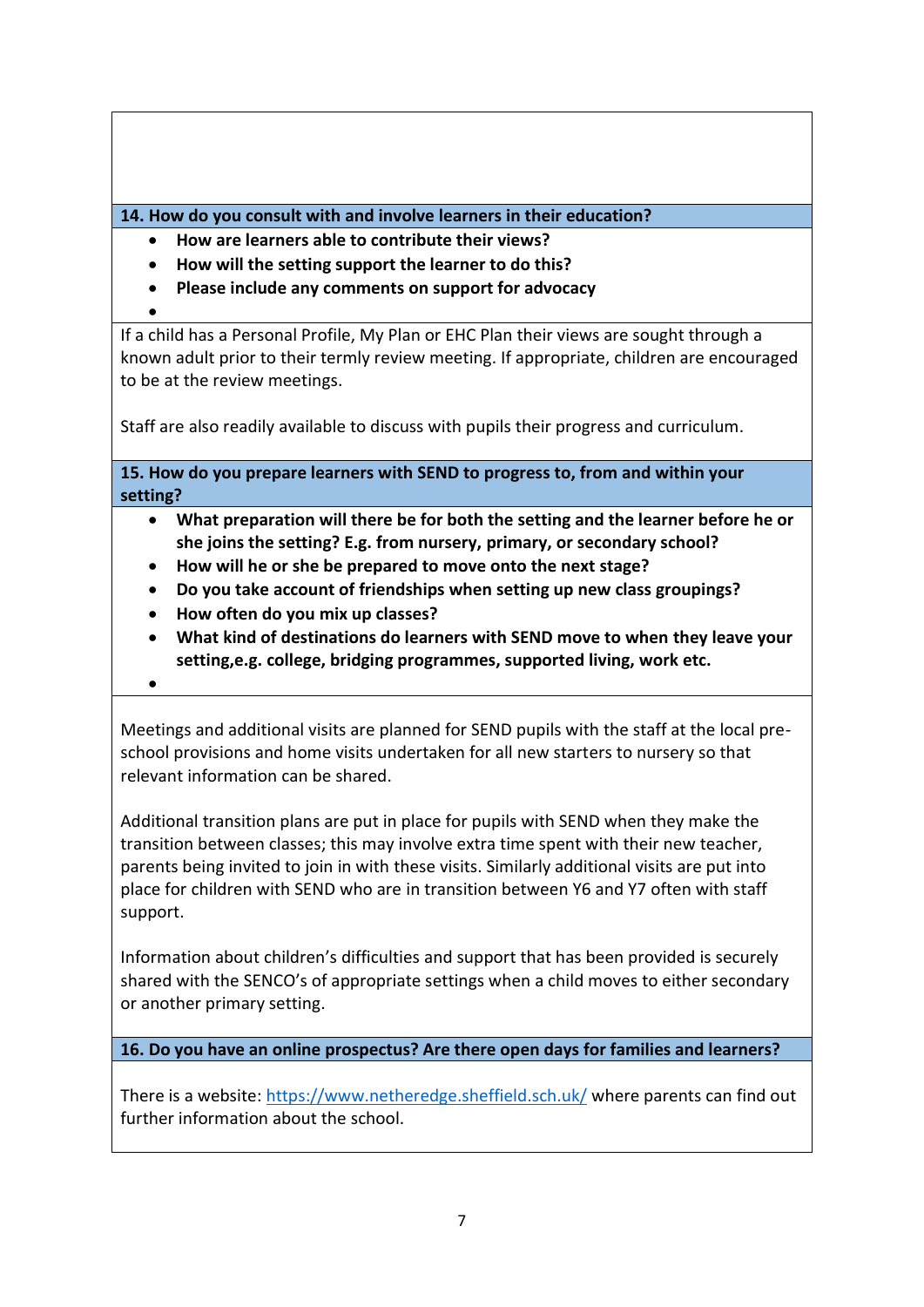**14. How do you consult with and involve learners in their education?**

- **How are learners able to contribute their views?**
- **How will the setting support the learner to do this?**
- **Please include any comments on support for advocacy**

If a child has a Personal Profile, My Plan or EHC Plan their views are sought through a known adult prior to their termly review meeting. If appropriate, children are encouraged to be at the review meetings.

Staff are also readily available to discuss with pupils their progress and curriculum.

**15. How do you prepare learners with SEND to progress to, from and within your setting?**

- **What preparation will there be for both the setting and the learner before he or she joins the setting? E.g. from nursery, primary, or secondary school?**
- **How will he or she be prepared to move onto the next stage?**
- **Do you take account of friendships when setting up new class groupings?**
- **How often do you mix up classes?**
- **What kind of destinations do learners with SEND move to when they leave your setting,e.g. college, bridging programmes, supported living, work etc.**

Meetings and additional visits are planned for SEND pupils with the staff at the local pre-school provisions and home visits undertaken for all new starters to nursery so that relevant information can be shared.

Additional transition plans are put in place for pupils with SEND when they make the transition between classes; this may involve extra time spent with their new teacher, parents being invited to join in with these visits. Similarly additional visits are put into place for children with SEND who are in transition between Y6 and Y7 often with staff support.

Information about children's difficulties and support that has been provided is securely shared with the SENCO's of appropriate settings when a child moves to either secondary or another primary setting.

**16. Do you have an online prospectus? Are there open days for families and learners?**

There is a website: https://www.netheredge.sheffield.sch.uk/ where parents can find out further information about the school.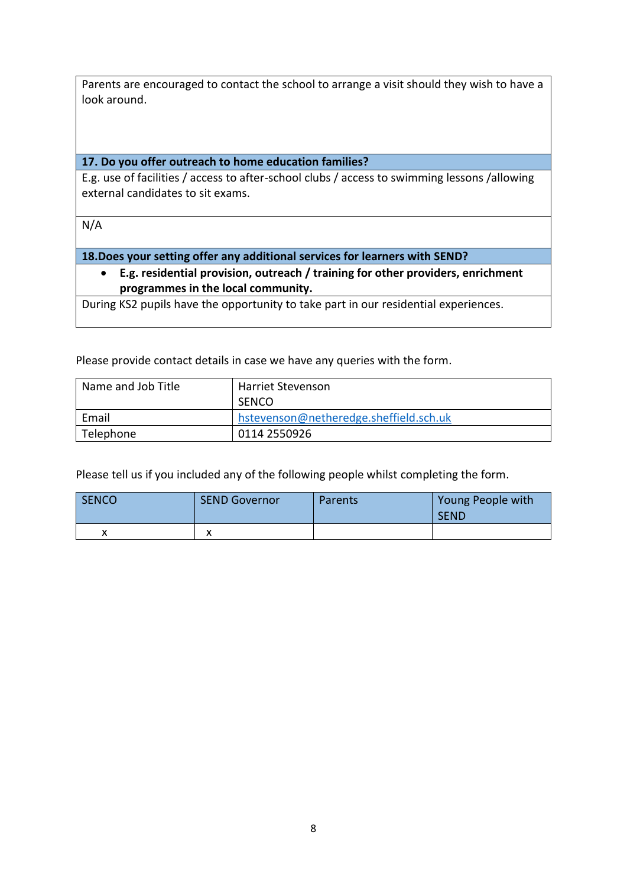Parents are encouraged to contact the school to arrange a visit should they wish to have a look around.

**17. Do you offer outreach to home education families?**

E.g. use of facilities / access to after-school clubs / access to swimming lessons /allowing external candidates to sit exams.

N/A

**18.Does your setting offer any additional services for learners with SEND?**

- **E.g. residential provision, outreach / training for other providers, enrichment programmes in the local community.**

During KS2 pupils have the opportunity to take part in our residential experiences.

Please provide contact details in case we have any queries with the form.

| | |
|---|---|
| Name and Job Title | Harriet Stevenson SENCO |
| Email | hstevenson@netheredge.sheffield.sch.uk |
| Telephone | 0114 2550926 |

Please tell us if you included any of the following people whilst completing the form.

| SENCO | SEND Governor | Parents | Young People with SEND |
|---|---|---|---|
| x | x | | |